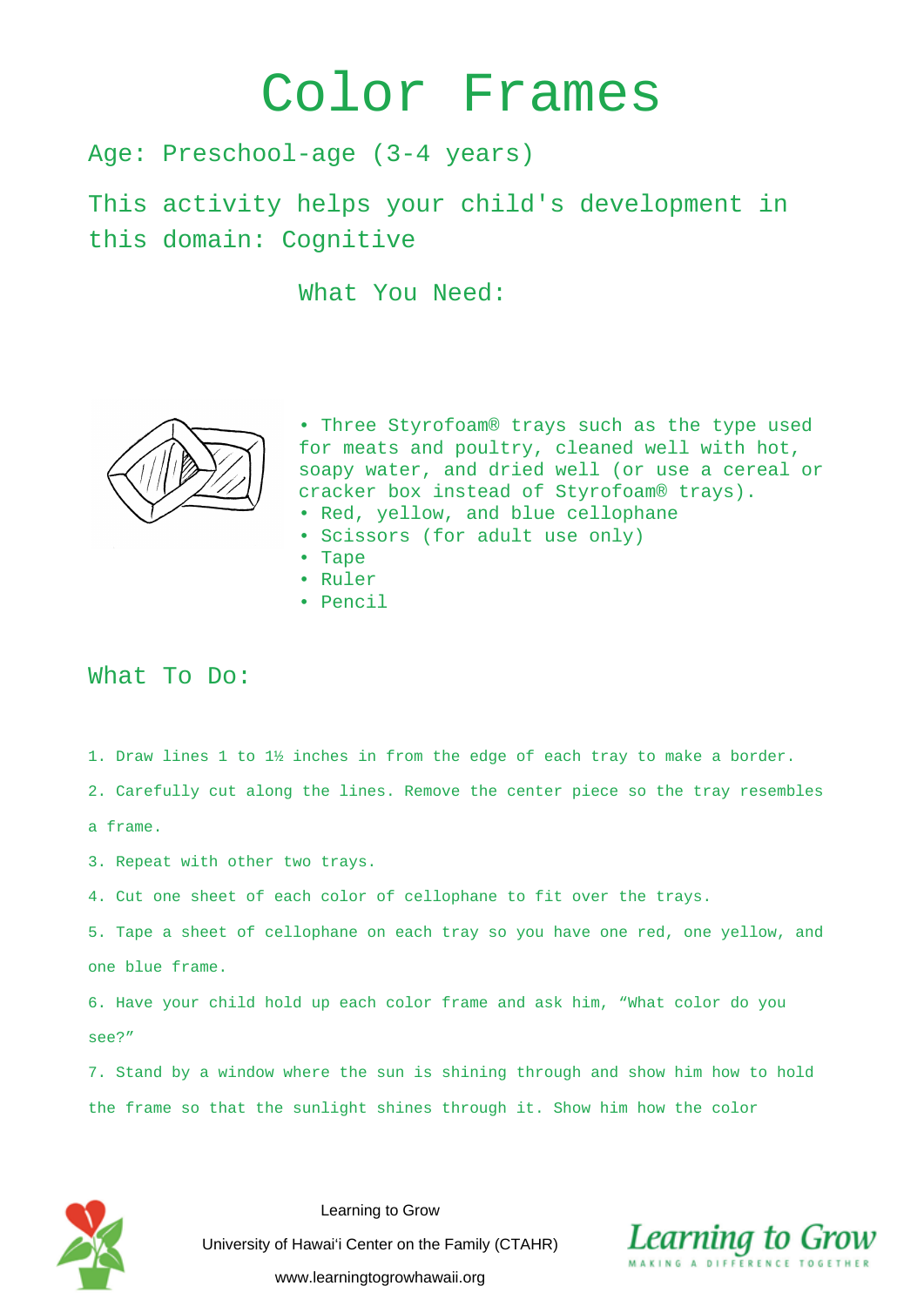# Color Frames

## Age: Preschool-age (3-4 years)

## This activity helps your child's development in this domain: Cognitive

### What You Need:

- Three Styrofoam® trays such as the type used for meats and poultry, cleaned well with hot, soapy water, and dried well (or use a cereal or cracker box instead of Styrofoam® trays).
- Red, yellow, and blue cellophane
- Scissors (for adult use only)
- Tape
- Ruler
- Pencil

## What To Do:

1. Draw lines 1 to 1½ inches in from the edge of each tray to make a border.
2. Carefully cut along the lines. Remove the center piece so the tray resembles a frame.
3. Repeat with other two trays.
4. Cut one sheet of each color of cellophane to fit over the trays.
5. Tape a sheet of cellophane on each tray so you have one red, one yellow, and one blue frame.
6. Have your child hold up each color frame and ask him, "What color do you see?"
7. Stand by a window where the sun is shining through and show him how to hold the frame so that the sunlight shines through it. Show him how the color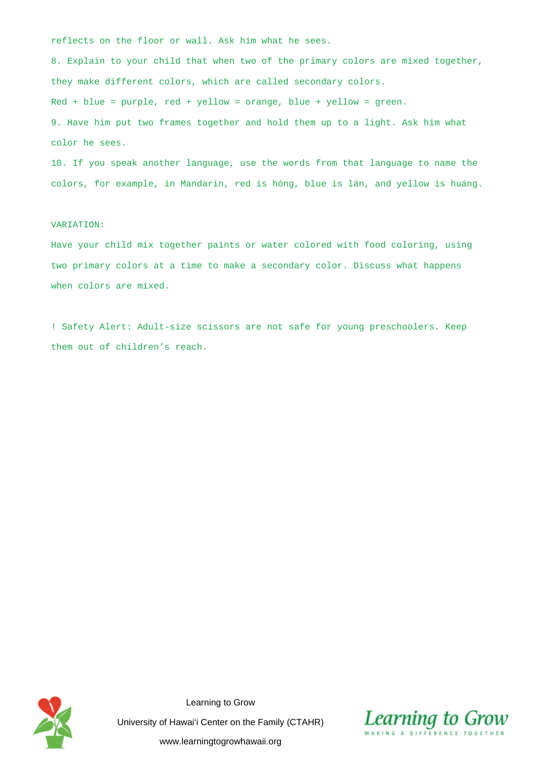reflects on the floor or wall. Ask him what he sees.

8. Explain to your child that when two of the primary colors are mixed together, they make different colors, which are called secondary colors.
Red + blue = purple, red + yellow = orange, blue + yellow = green.

9. Have him put two frames together and hold them up to a light. Ask him what color he sees.

10. If you speak another language, use the words from that language to name the colors, for example, in Mandarin, red is hóng, blue is lán, and yellow is huáng.

VARIATION:

Have your child mix together paints or water colored with food coloring, using two primary colors at a time to make a secondary color. Discuss what happens when colors are mixed.

! Safety Alert: Adult-size scissors are not safe for young preschoolers. Keep them out of children's reach.

Learning to Grow
University of Hawaiʻi Center on the Family (CTAHR)
www.learningtogrowhawaii.org

Learning to Grow
MAKING A DIFFERENCE TOGETHER